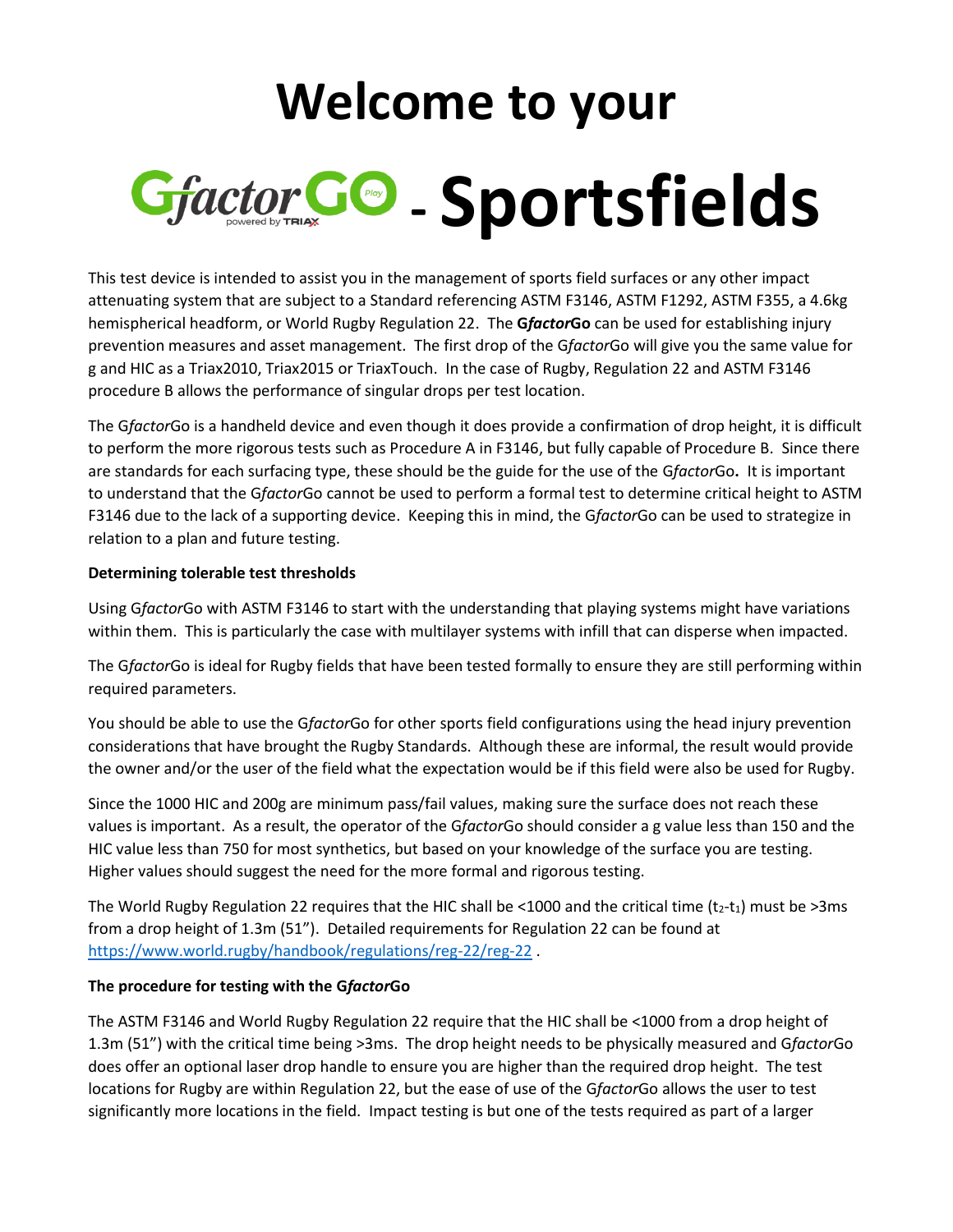# Welcome to your

# GfactorGO - Sportsfields

This test device is intended to assist you in the management of sports field surfaces or any other impact attenuating system that are subject to a Standard referencing ASTM F3146, ASTM F1292, ASTM F355, a 4.6kg hemispherical headform, or World Rugby Regulation 22. The **G*factor*Go** can be used for establishing injury prevention measures and asset management. The first drop of the G*factor*Go will give you the same value for g and HIC as a Triax2010, Triax2015 or TriaxTouch. In the case of Rugby, Regulation 22 and ASTM F3146 procedure B allows the performance of singular drops per test location.

The G*factor*Go is a handheld device and even though it does provide a confirmation of drop height, it is difficult to perform the more rigorous tests such as Procedure A in F3146, but fully capable of Procedure B. Since there are standards for each surfacing type, these should be the guide for the use of the G*factor*Go**.** It is important to understand that the G*factor*Go cannot be used to perform a formal test to determine critical height to ASTM F3146 due to the lack of a supporting device. Keeping this in mind, the G*factor*Go can be used to strategize in relation to a plan and future testing.

**Determining tolerable test thresholds**

Using G*factor*Go with ASTM F3146 to start with the understanding that playing systems might have variations within them. This is particularly the case with multilayer systems with infill that can disperse when impacted.

The G*factor*Go is ideal for Rugby fields that have been tested formally to ensure they are still performing within required parameters.

You should be able to use the G*factor*Go for other sports field configurations using the head injury prevention considerations that have brought the Rugby Standards. Although these are informal, the result would provide the owner and/or the user of the field what the expectation would be if this field were also be used for Rugby.

Since the 1000 HIC and 200g are minimum pass/fail values, making sure the surface does not reach these values is important. As a result, the operator of the G*factor*Go should consider a g value less than 150 and the HIC value less than 750 for most synthetics, but based on your knowledge of the surface you are testing. Higher values should suggest the need for the more formal and rigorous testing.

The World Rugby Regulation 22 requires that the HIC shall be <1000 and the critical time ($t_2$-$t_1$) must be >3ms from a drop height of 1.3m (51"). Detailed requirements for Regulation 22 can be found at [https://www.world.rugby/handbook/regulations/reg-22/reg-22](https://www.world.rugby/handbook/regulations/reg-22/reg-22) .

**The procedure for testing with the G*factor*Go**

The ASTM F3146 and World Rugby Regulation 22 require that the HIC shall be <1000 from a drop height of 1.3m (51") with the critical time being >3ms. The drop height needs to be physically measured and G*factor*Go does offer an optional laser drop handle to ensure you are higher than the required drop height. The test locations for Rugby are within Regulation 22, but the ease of use of the G*factor*Go allows the user to test significantly more locations in the field. Impact testing is but one of the tests required as part of a larger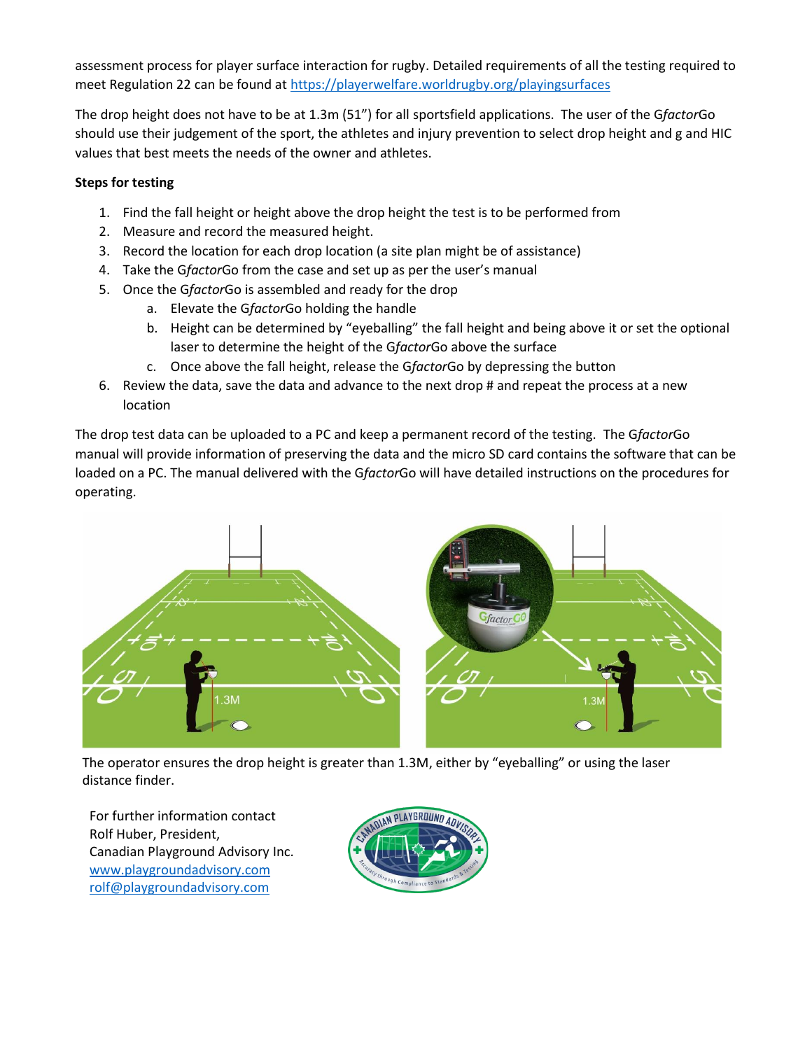assessment process for player surface interaction for rugby. Detailed requirements of all the testing required to meet Regulation 22 can be found at https://playerwelfare.worldrugby.org/playingsurfaces

The drop height does not have to be at 1.3m (51") for all sportsfield applications. The user of the G*factor*Go should use their judgement of the sport, the athletes and injury prevention to select drop height and g and HIC values that best meets the needs of the owner and athletes.

**Steps for testing**

1. Find the fall height or height above the drop height the test is to be performed from
2. Measure and record the measured height.
3. Record the location for each drop location (a site plan might be of assistance)
4. Take the G*factor*Go from the case and set up as per the user's manual
5. Once the G*factor*Go is assembled and ready for the drop
   a. Elevate the G*factor*Go holding the handle
   b. Height can be determined by "eyeballing" the fall height and being above it or set the optional laser to determine the height of the G*factor*Go above the surface
   c. Once above the fall height, release the G*factor*Go by depressing the button
6. Review the data, save the data and advance to the next drop # and repeat the process at a new location

The drop test data can be uploaded to a PC and keep a permanent record of the testing. The G*factor*Go manual will provide information of preserving the data and the micro SD card contains the software that can be loaded on a PC. The manual delivered with the G*factor*Go will have detailed instructions on the procedures for operating.

The operator ensures the drop height is greater than 1.3M, either by "eyeballing" or using the laser distance finder.

For further information contact
Rolf Huber, President,
Canadian Playground Advisory Inc.
www.playgroundadvisory.com
rolf@playgroundadvisory.com